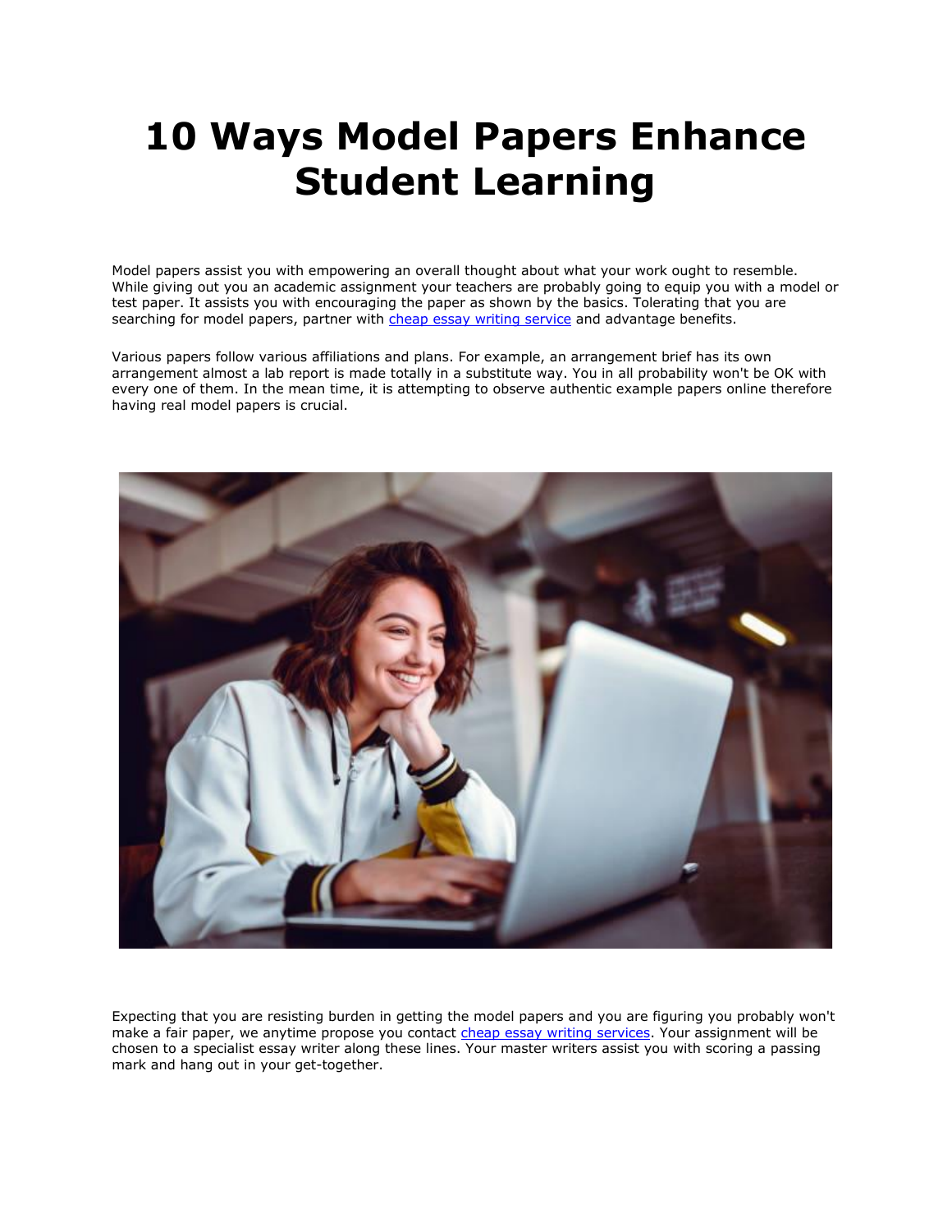# 10 Ways Model Papers Enhance Student Learning

Model papers assist you with empowering an overall thought about what your work ought to resemble. While giving out you an academic assignment your teachers are probably going to equip you with a model or test paper. It assists you with encouraging the paper as shown by the basics. Tolerating that you are searching for model papers, partner with [cheap essay writing service](#) and advantage benefits.

Various papers follow various affiliations and plans. For example, an arrangement brief has its own arrangement almost a lab report is made totally in a substitute way. You in all probability won't be OK with every one of them. In the mean time, it is attempting to observe authentic example papers online therefore having real model papers is crucial.

Expecting that you are resisting burden in getting the model papers and you are figuring you probably won't make a fair paper, we anytime propose you contact [cheap essay writing services](#). Your assignment will be chosen to a specialist essay writer along these lines. Your master writers assist you with scoring a passing mark and hang out in your get-together.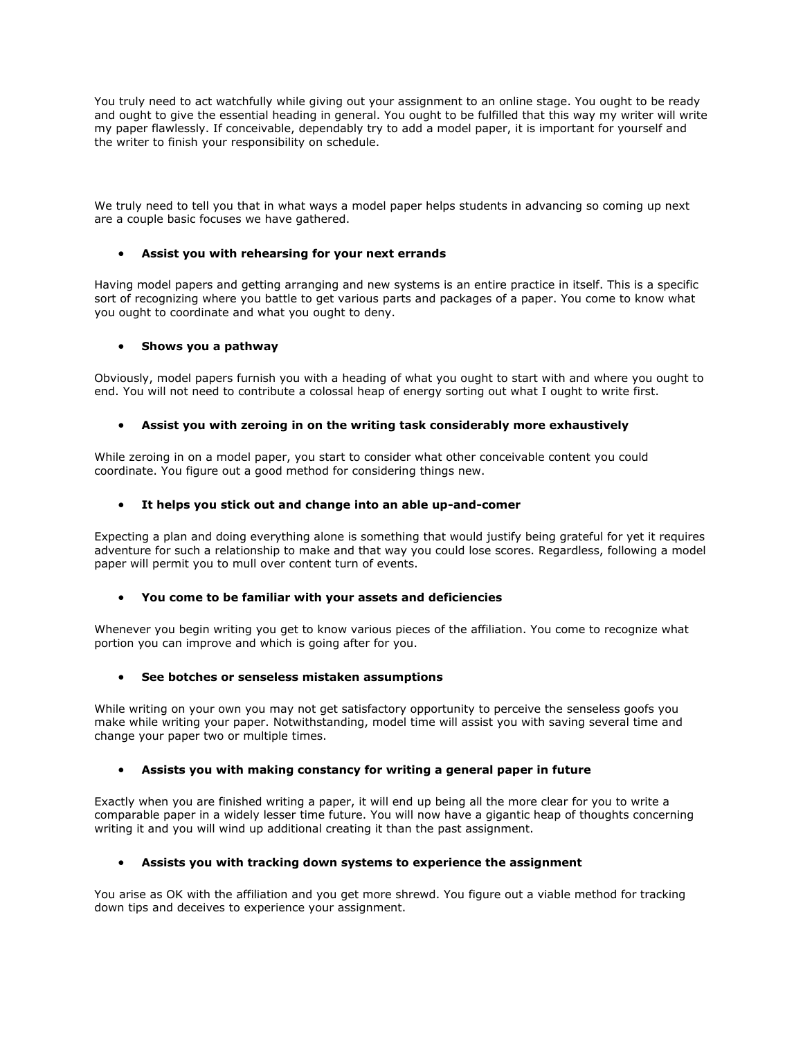You truly need to act watchfully while giving out your assignment to an online stage. You ought to be ready and ought to give the essential heading in general. You ought to be fulfilled that this way my writer will write my paper flawlessly. If conceivable, dependably try to add a model paper, it is important for yourself and the writer to finish your responsibility on schedule.

We truly need to tell you that in what ways a model paper helps students in advancing so coming up next are a couple basic focuses we have gathered.

- **Assist you with rehearsing for your next errands**

Having model papers and getting arranging and new systems is an entire practice in itself. This is a specific sort of recognizing where you battle to get various parts and packages of a paper. You come to know what you ought to coordinate and what you ought to deny.

- **Shows you a pathway**

Obviously, model papers furnish you with a heading of what you ought to start with and where you ought to end. You will not need to contribute a colossal heap of energy sorting out what I ought to write first.

- **Assist you with zeroing in on the writing task considerably more exhaustively**

While zeroing in on a model paper, you start to consider what other conceivable content you could coordinate. You figure out a good method for considering things new.

- **It helps you stick out and change into an able up-and-comer**

Expecting a plan and doing everything alone is something that would justify being grateful for yet it requires adventure for such a relationship to make and that way you could lose scores. Regardless, following a model paper will permit you to mull over content turn of events.

- **You come to be familiar with your assets and deficiencies**

Whenever you begin writing you get to know various pieces of the affiliation. You come to recognize what portion you can improve and which is going after for you.

- **See botches or senseless mistaken assumptions**

While writing on your own you may not get satisfactory opportunity to perceive the senseless goofs you make while writing your paper. Notwithstanding, model time will assist you with saving several time and change your paper two or multiple times.

- **Assists you with making constancy for writing a general paper in future**

Exactly when you are finished writing a paper, it will end up being all the more clear for you to write a comparable paper in a widely lesser time future. You will now have a gigantic heap of thoughts concerning writing it and you will wind up additional creating it than the past assignment.

- **Assists you with tracking down systems to experience the assignment**

You arise as OK with the affiliation and you get more shrewd. You figure out a viable method for tracking down tips and deceives to experience your assignment.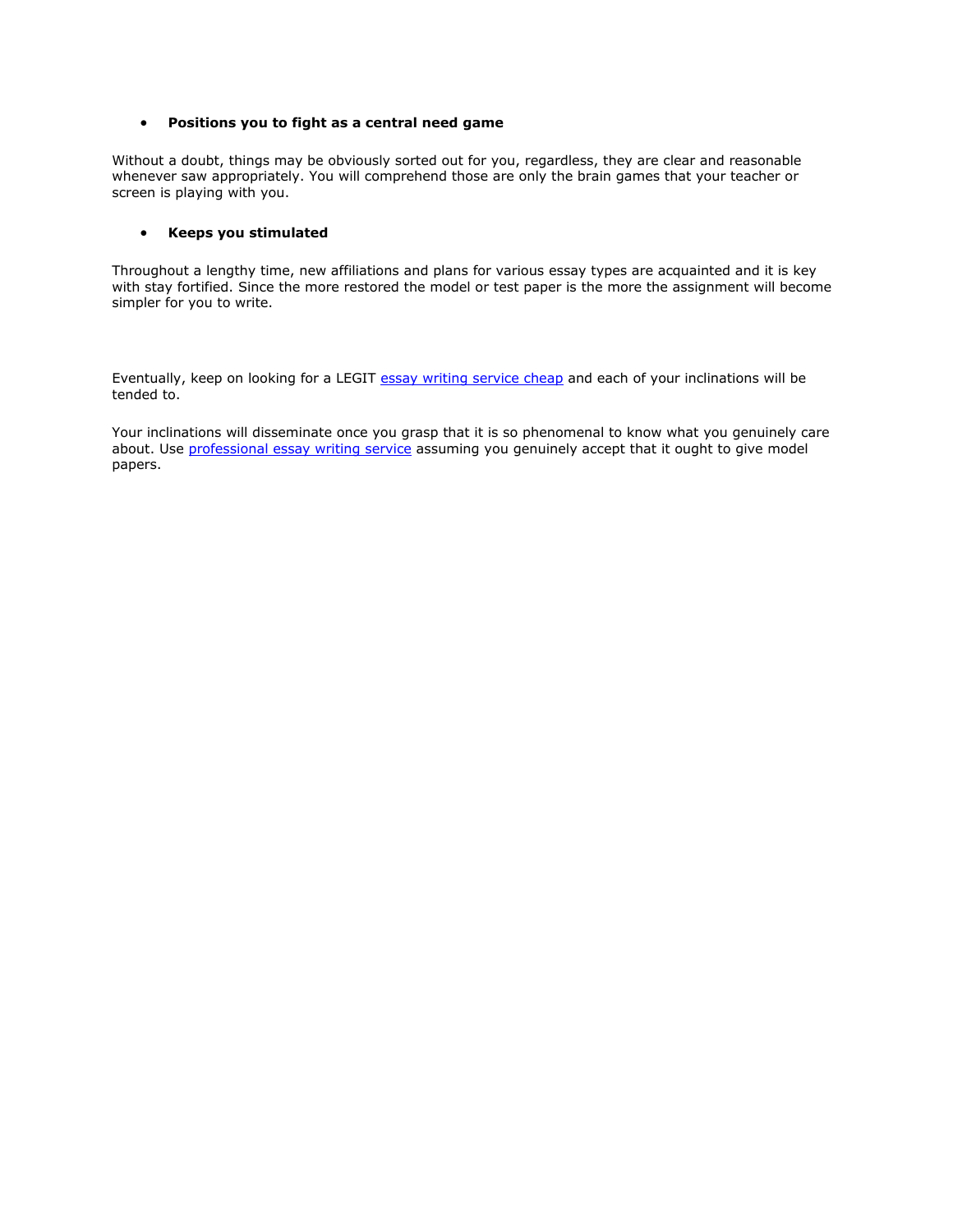- **Positions you to fight as a central need game**

Without a doubt, things may be obviously sorted out for you, regardless, they are clear and reasonable whenever saw appropriately. You will comprehend those are only the brain games that your teacher or screen is playing with you.

- **Keeps you stimulated**

Throughout a lengthy time, new affiliations and plans for various essay types are acquainted and it is key with stay fortified. Since the more restored the model or test paper is the more the assignment will become simpler for you to write.

Eventually, keep on looking for a LEGIT essay writing service cheap and each of your inclinations will be tended to.

Your inclinations will disseminate once you grasp that it is so phenomenal to know what you genuinely care about. Use professional essay writing service assuming you genuinely accept that it ought to give model papers.